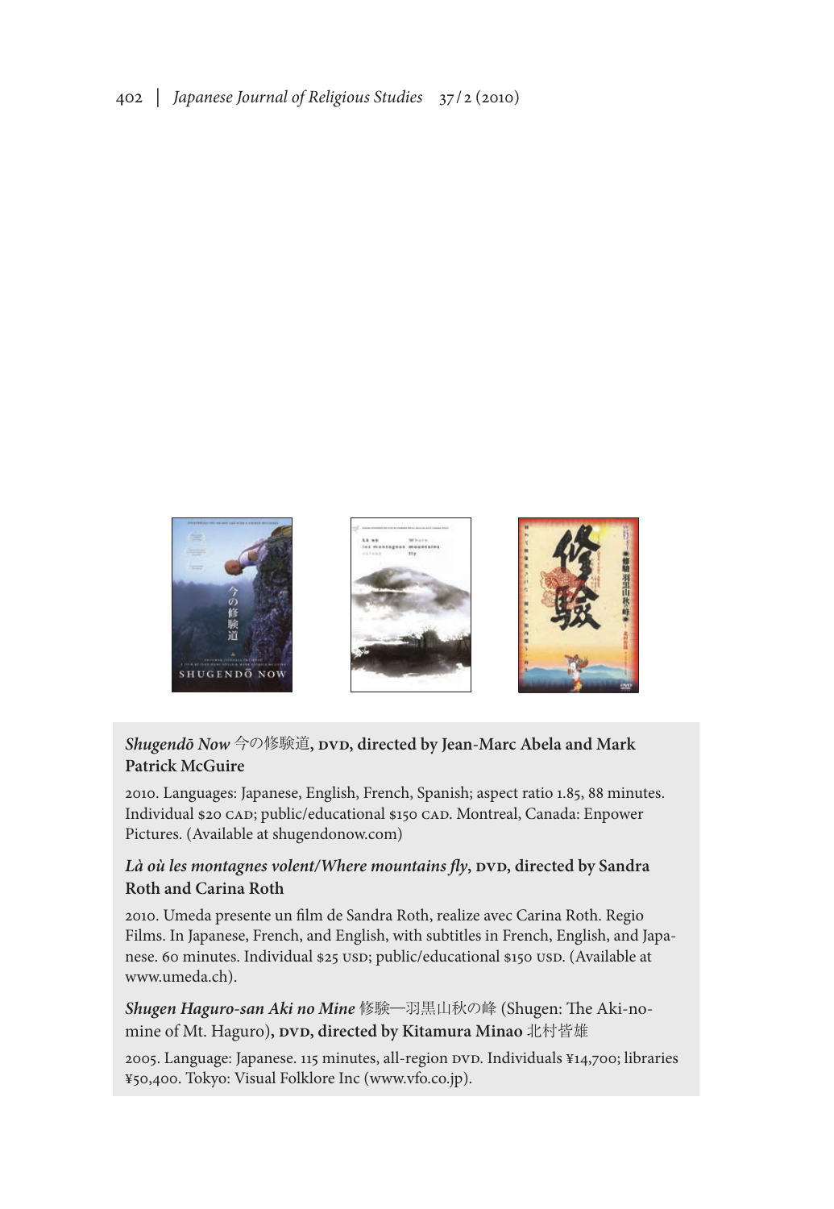***Shugendō Now* 今の修験道, DVD, directed by Jean-Marc Abela and Mark Patrick McGuire**

2010. Languages: Japanese, English, French, Spanish; aspect ratio 1.85, 88 minutes. Individual $20 CAD; public/educational $150 CAD. Montreal, Canada: Enpower Pictures. (Available at shugendonow.com)

***Là où les montagnes volent/Where mountains fly*, DVD, directed by Sandra Roth and Carina Roth**

2010. Umeda presente un film de Sandra Roth, realize avec Carina Roth. Regio Films. In Japanese, French, and English, with subtitles in French, English, and Japanese. 60 minutes. Individual $25 USD; public/educational $150 USD. (Available at www.umeda.ch).

***Shugen Haguro-san Aki no Mine* 修験—羽黒山秋の峰 (Shugen: The Aki-no-mine of Mt. Haguro), DVD, directed by Kitamura Minao 北村皆雄**

2005. Language: Japanese. 115 minutes, all-region DVD. Individuals ¥14,700; libraries ¥50,400. Tokyo: Visual Folklore Inc (www.vfo.co.jp).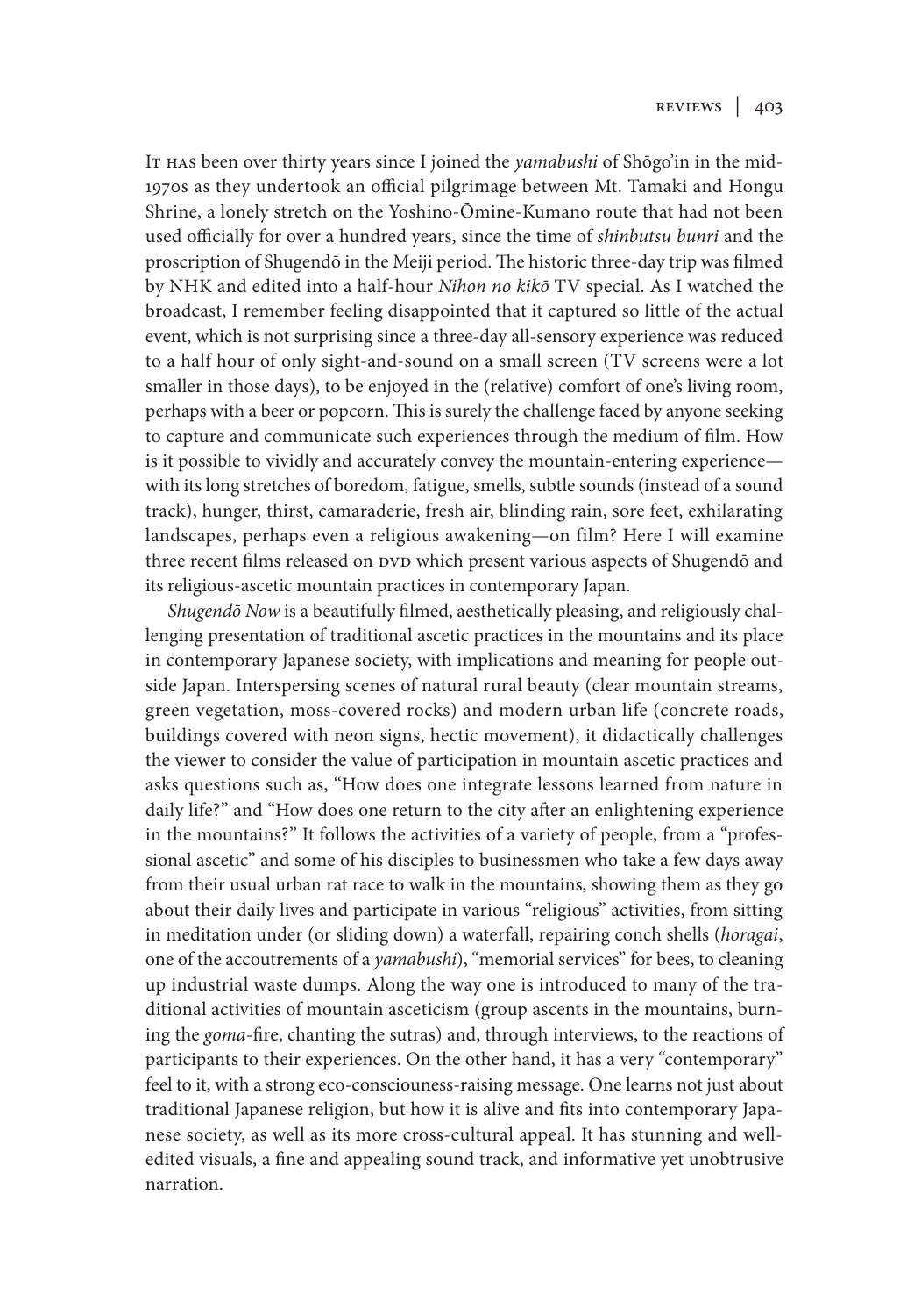It has been over thirty years since I joined the *yamabushi* of Shōgo'in in the mid-1970s as they undertook an official pilgrimage between Mt. Tamaki and Hongu Shrine, a lonely stretch on the Yoshino-Ōmine-Kumano route that had not been used officially for over a hundred years, since the time of *shinbutsu bunri* and the proscription of Shugendō in the Meiji period. The historic three-day trip was filmed by NHK and edited into a half-hour *Nihon no kikō* TV special. As I watched the broadcast, I remember feeling disappointed that it captured so little of the actual event, which is not surprising since a three-day all-sensory experience was reduced to a half hour of only sight-and-sound on a small screen (TV screens were a lot smaller in those days), to be enjoyed in the (relative) comfort of one's living room, perhaps with a beer or popcorn. This is surely the challenge faced by anyone seeking to capture and communicate such experiences through the medium of film. How is it possible to vividly and accurately convey the mountain-entering experience—with its long stretches of boredom, fatigue, smells, subtle sounds (instead of a sound track), hunger, thirst, camaraderie, fresh air, blinding rain, sore feet, exhilarating landscapes, perhaps even a religious awakening—on film? Here I will examine three recent films released on DVD which present various aspects of Shugendō and its religious-ascetic mountain practices in contemporary Japan.

*Shugendō Now* is a beautifully filmed, aesthetically pleasing, and religiously challenging presentation of traditional ascetic practices in the mountains and its place in contemporary Japanese society, with implications and meaning for people outside Japan. Interspersing scenes of natural rural beauty (clear mountain streams, green vegetation, moss-covered rocks) and modern urban life (concrete roads, buildings covered with neon signs, hectic movement), it didactically challenges the viewer to consider the value of participation in mountain ascetic practices and asks questions such as, "How does one integrate lessons learned from nature in daily life?" and "How does one return to the city after an enlightening experience in the mountains?" It follows the activities of a variety of people, from a "professional ascetic" and some of his disciples to businessmen who take a few days away from their usual urban rat race to walk in the mountains, showing them as they go about their daily lives and participate in various "religious" activities, from sitting in meditation under (or sliding down) a waterfall, repairing conch shells (*horagai*, one of the accoutrements of a *yamabushi*), "memorial services" for bees, to cleaning up industrial waste dumps. Along the way one is introduced to many of the traditional activities of mountain asceticism (group ascents in the mountains, burning the *goma*-fire, chanting the sutras) and, through interviews, to the reactions of participants to their experiences. On the other hand, it has a very "contemporary" feel to it, with a strong eco-consciouness-raising message. One learns not just about traditional Japanese religion, but how it is alive and fits into contemporary Japanese society, as well as its more cross-cultural appeal. It has stunning and well-edited visuals, a fine and appealing sound track, and informative yet unobtrusive narration.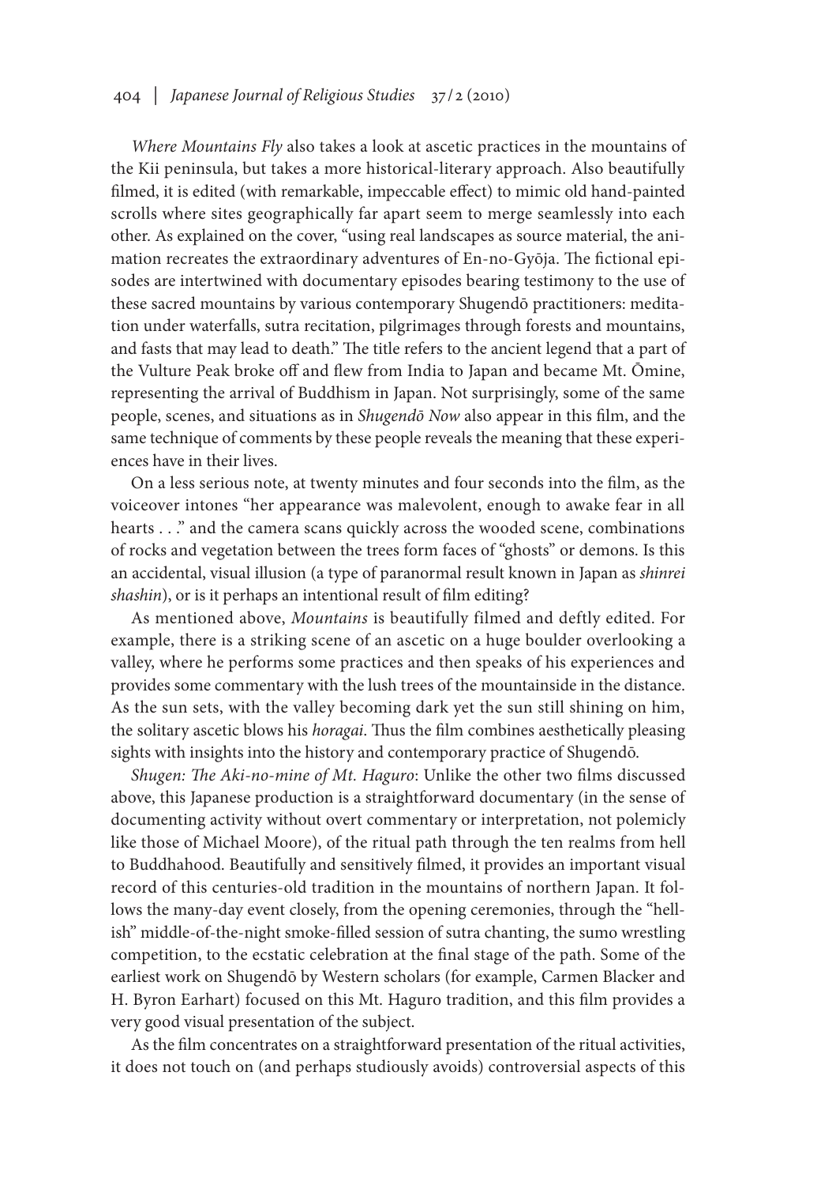*Where Mountains Fly* also takes a look at ascetic practices in the mountains of the Kii peninsula, but takes a more historical-literary approach. Also beautifully filmed, it is edited (with remarkable, impeccable effect) to mimic old hand-painted scrolls where sites geographically far apart seem to merge seamlessly into each other. As explained on the cover, "using real landscapes as source material, the animation recreates the extraordinary adventures of En-no-Gyōja. The fictional episodes are intertwined with documentary episodes bearing testimony to the use of these sacred mountains by various contemporary Shugendō practitioners: meditation under waterfalls, sutra recitation, pilgrimages through forests and mountains, and fasts that may lead to death." The title refers to the ancient legend that a part of the Vulture Peak broke off and flew from India to Japan and became Mt. Ōmine, representing the arrival of Buddhism in Japan. Not surprisingly, some of the same people, scenes, and situations as in *Shugendō Now* also appear in this film, and the same technique of comments by these people reveals the meaning that these experiences have in their lives.

On a less serious note, at twenty minutes and four seconds into the film, as the voiceover intones "her appearance was malevolent, enough to awake fear in all hearts . . ." and the camera scans quickly across the wooded scene, combinations of rocks and vegetation between the trees form faces of "ghosts" or demons. Is this an accidental, visual illusion (a type of paranormal result known in Japan as *shinrei shashin*), or is it perhaps an intentional result of film editing?

As mentioned above, *Mountains* is beautifully filmed and deftly edited. For example, there is a striking scene of an ascetic on a huge boulder overlooking a valley, where he performs some practices and then speaks of his experiences and provides some commentary with the lush trees of the mountainside in the distance. As the sun sets, with the valley becoming dark yet the sun still shining on him, the solitary ascetic blows his *horagai*. Thus the film combines aesthetically pleasing sights with insights into the history and contemporary practice of Shugendō.

*Shugen: The Aki-no-mine of Mt. Haguro*: Unlike the other two films discussed above, this Japanese production is a straightforward documentary (in the sense of documenting activity without overt commentary or interpretation, not polemicly like those of Michael Moore), of the ritual path through the ten realms from hell to Buddhahood. Beautifully and sensitively filmed, it provides an important visual record of this centuries-old tradition in the mountains of northern Japan. It follows the many-day event closely, from the opening ceremonies, through the "hellish" middle-of-the-night smoke-filled session of sutra chanting, the sumo wrestling competition, to the ecstatic celebration at the final stage of the path. Some of the earliest work on Shugendō by Western scholars (for example, Carmen Blacker and H. Byron Earhart) focused on this Mt. Haguro tradition, and this film provides a very good visual presentation of the subject.

As the film concentrates on a straightforward presentation of the ritual activities, it does not touch on (and perhaps studiously avoids) controversial aspects of this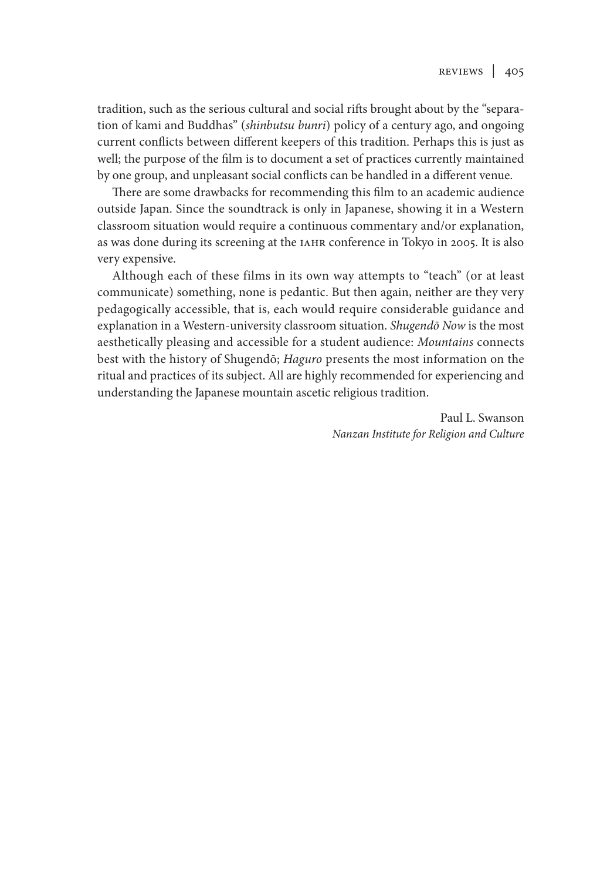tradition, such as the serious cultural and social rifts brought about by the "separation of kami and Buddhas" (*shinbutsu bunri*) policy of a century ago, and ongoing current conflicts between different keepers of this tradition. Perhaps this is just as well; the purpose of the film is to document a set of practices currently maintained by one group, and unpleasant social conflicts can be handled in a different venue.

There are some drawbacks for recommending this film to an academic audience outside Japan. Since the soundtrack is only in Japanese, showing it in a Western classroom situation would require a continuous commentary and/or explanation, as was done during its screening at the IAHR conference in Tokyo in 2005. It is also very expensive.

Although each of these films in its own way attempts to "teach" (or at least communicate) something, none is pedantic. But then again, neither are they very pedagogically accessible, that is, each would require considerable guidance and explanation in a Western-university classroom situation. *Shugendō Now* is the most aesthetically pleasing and accessible for a student audience: *Mountains* connects best with the history of Shugendō; *Haguro* presents the most information on the ritual and practices of its subject. All are highly recommended for experiencing and understanding the Japanese mountain ascetic religious tradition.

Paul L. Swanson
*Nanzan Institute for Religion and Culture*